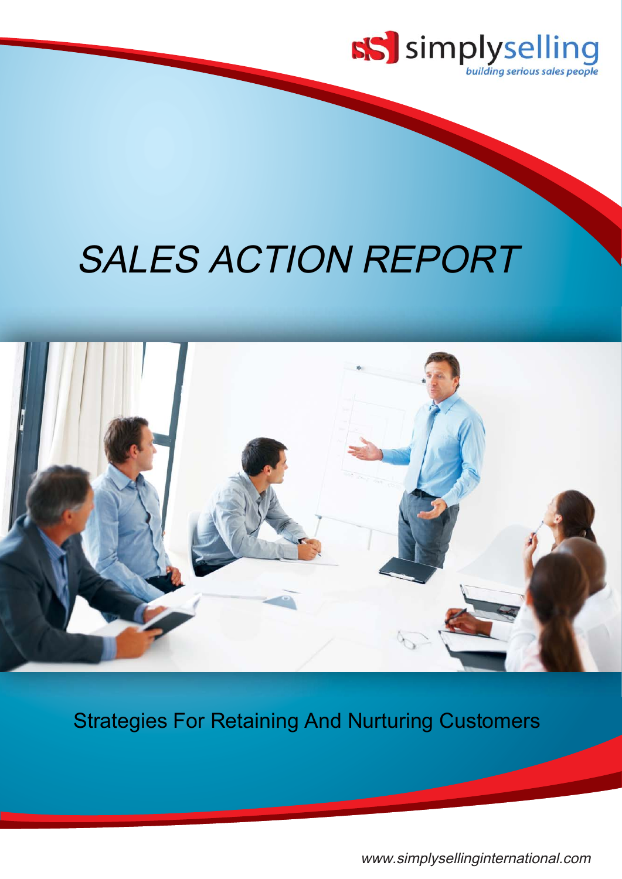simplyselling

*building serious sales people*

# *SALES ACTION REPORT*

Strategies For Retaining And Nurturing Customers

*www.simplysellinginternational.com*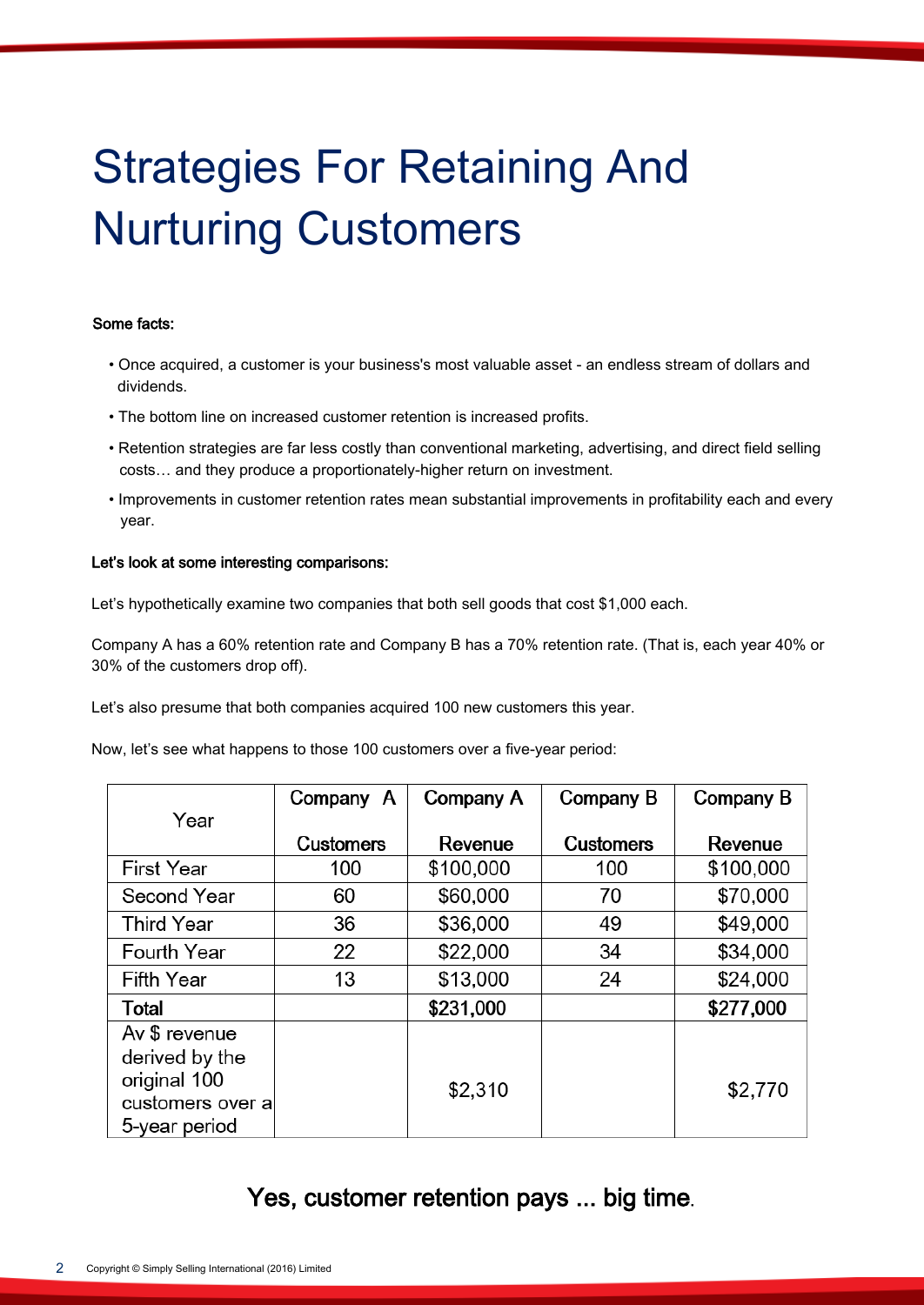# Strategies For Retaining And Nurturing Customers

**Some facts:**

- Once acquired, a customer is your business's most valuable asset - an endless stream of dollars and dividends.
- The bottom line on increased customer retention is increased profits.
- Retention strategies are far less costly than conventional marketing, advertising, and direct field selling costs… and they produce a proportionately-higher return on investment.
- Improvements in customer retention rates mean substantial improvements in profitability each and every year.

**Let's look at some interesting comparisons:**

Let's hypothetically examine two companies that both sell goods that cost $1,000 each.

Company A has a 60% retention rate and Company B has a 70% retention rate. (That is, each year 40% or 30% of the customers drop off).

Let's also presume that both companies acquired 100 new customers this year.

Now, let's see what happens to those 100 customers over a five-year period:

| Year | Company A Customers | Company A Revenue | Company B Customers | Company B Revenue |
|---|---|---|---|---|
| First Year | 100 | $100,000 | 100 | $100,000 |
| Second Year | 60 | $60,000 | 70 | $70,000 |
| Third Year | 36 | $36,000 | 49 | $49,000 |
| Fourth Year | 22 | $22,000 | 34 | $34,000 |
| Fifth Year | 13 | $13,000 | 24 | $24,000 |
| **Total** | | **$231,000** | | **$277,000** |
| Av $ revenue derived by the original 100 customers over a 5-year period | | $2,310 | | $2,770 |

**Yes, customer retention pays ... big time.**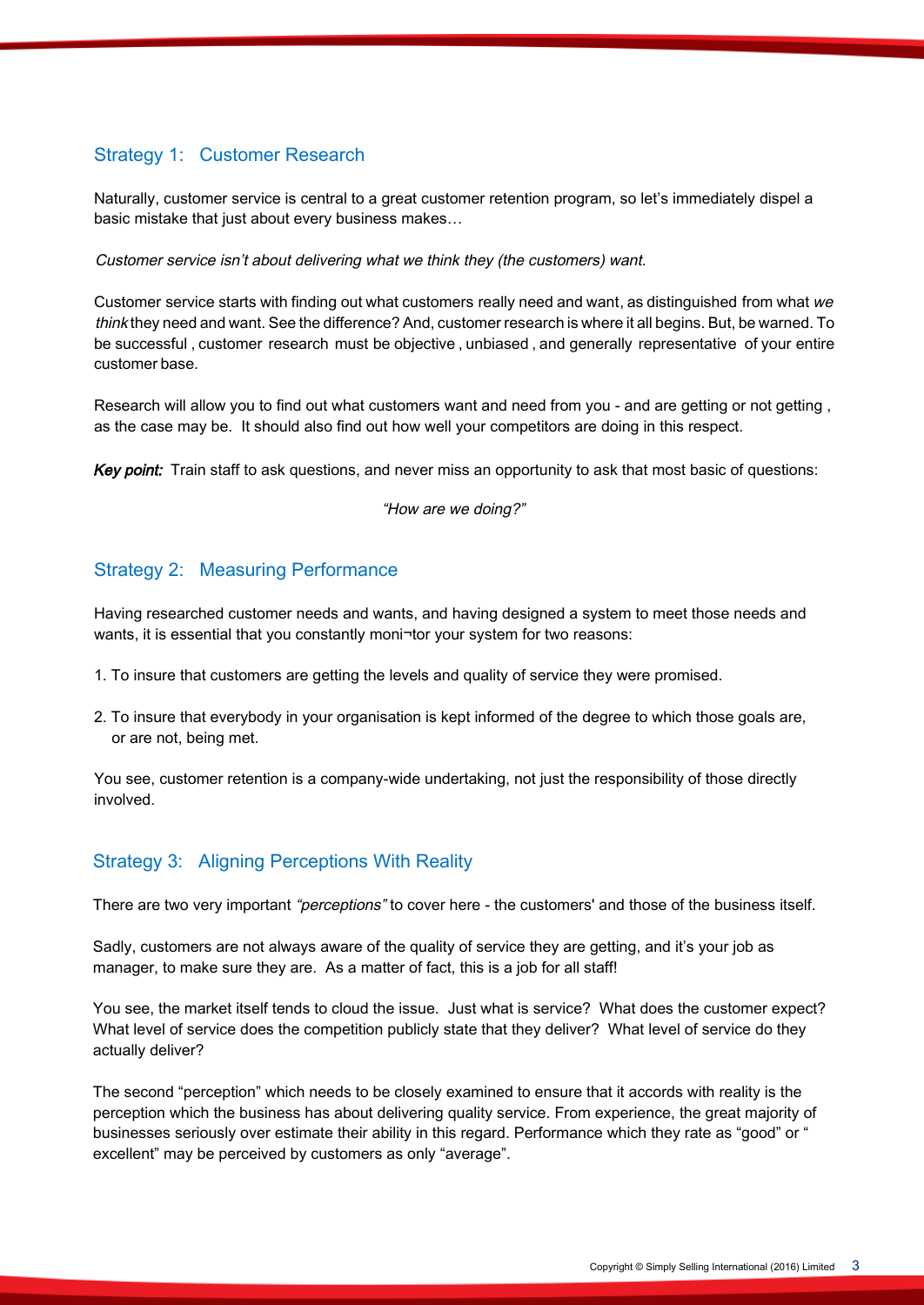## Strategy 1: Customer Research

Naturally, customer service is central to a great customer retention program, so let's immediately dispel a basic mistake that just about every business makes…

*Customer service isn't about delivering what we think they (the customers) want.*

Customer service starts with finding out what customers really need and want, as distinguished from what *we think* they need and want. See the difference? And, customer research is where it all begins. But, be warned. To be successful , customer research must be objective , unbiased , and generally representative of your entire customer base.

Research will allow you to find out what customers want and need from you - and are getting or not getting , as the case may be. It should also find out how well your competitors are doing in this respect.

***Key point:*** Train staff to ask questions, and never miss an opportunity to ask that most basic of questions:

*"How are we doing?"*

## Strategy 2: Measuring Performance

Having researched customer needs and wants, and having designed a system to meet those needs and wants, it is essential that you constantly moni¬tor your system for two reasons:

1. To insure that customers are getting the levels and quality of service they were promised.

2. To insure that everybody in your organisation is kept informed of the degree to which those goals are, or are not, being met.

You see, customer retention is a company-wide undertaking, not just the responsibility of those directly involved.

## Strategy 3: Aligning Perceptions With Reality

There are two very important *"perceptions"* to cover here - the customers' and those of the business itself.

Sadly, customers are not always aware of the quality of service they are getting, and it's your job as manager, to make sure they are. As a matter of fact, this is a job for all staff!

You see, the market itself tends to cloud the issue. Just what is service? What does the customer expect? What level of service does the competition publicly state that they deliver? What level of service do they actually deliver?

The second "perception" which needs to be closely examined to ensure that it accords with reality is the perception which the business has about delivering quality service. From experience, the great majority of businesses seriously over estimate their ability in this regard. Performance which they rate as "good" or " excellent" may be perceived by customers as only "average".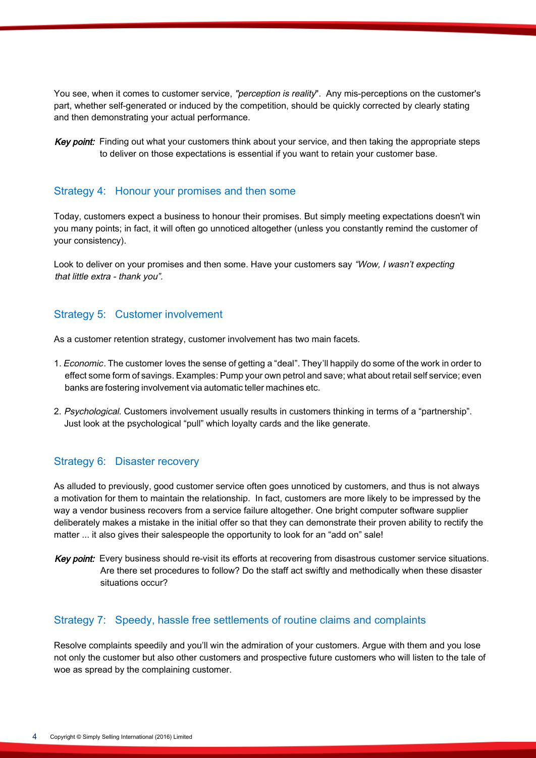You see, when it comes to customer service, *"perception is reality*". Any mis-perceptions on the customer's part, whether self-generated or induced by the competition, should be quickly corrected by clearly stating and then demonstrating your actual performance.

***Key point:*** Finding out what your customers think about your service, and then taking the appropriate steps to deliver on those expectations is essential if you want to retain your customer base.

## Strategy 4: Honour your promises and then some

Today, customers expect a business to honour their promises. But simply meeting expectations doesn't win you many points; in fact, it will often go unnoticed altogether (unless you constantly remind the customer of your consistency).

Look to deliver on your promises and then some. Have your customers say *"Wow, I wasn't expecting that little extra - thank you".*

## Strategy 5: Customer involvement

As a customer retention strategy, customer involvement has two main facets.

1. *Economic*. The customer loves the sense of getting a "deal". They'll happily do some of the work in order to effect some form of savings. Examples: Pump your own petrol and save; what about retail self service; even banks are fostering involvement via automatic teller machines etc.

2. *Psychological.* Customers involvement usually results in customers thinking in terms of a "partnership". Just look at the psychological "pull" which loyalty cards and the like generate.

## Strategy 6: Disaster recovery

As alluded to previously, good customer service often goes unnoticed by customers, and thus is not always a motivation for them to maintain the relationship. In fact, customers are more likely to be impressed by the way a vendor business recovers from a service failure altogether. One bright computer software supplier deliberately makes a mistake in the initial offer so that they can demonstrate their proven ability to rectify the matter ... it also gives their salespeople the opportunity to look for an "add on" sale!

***Key point:*** Every business should re-visit its efforts at recovering from disastrous customer service situations. Are there set procedures to follow? Do the staff act swiftly and methodically when these disaster situations occur?

## Strategy 7: Speedy, hassle free settlements of routine claims and complaints

Resolve complaints speedily and you'll win the admiration of your customers. Argue with them and you lose not only the customer but also other customers and prospective future customers who will listen to the tale of woe as spread by the complaining customer.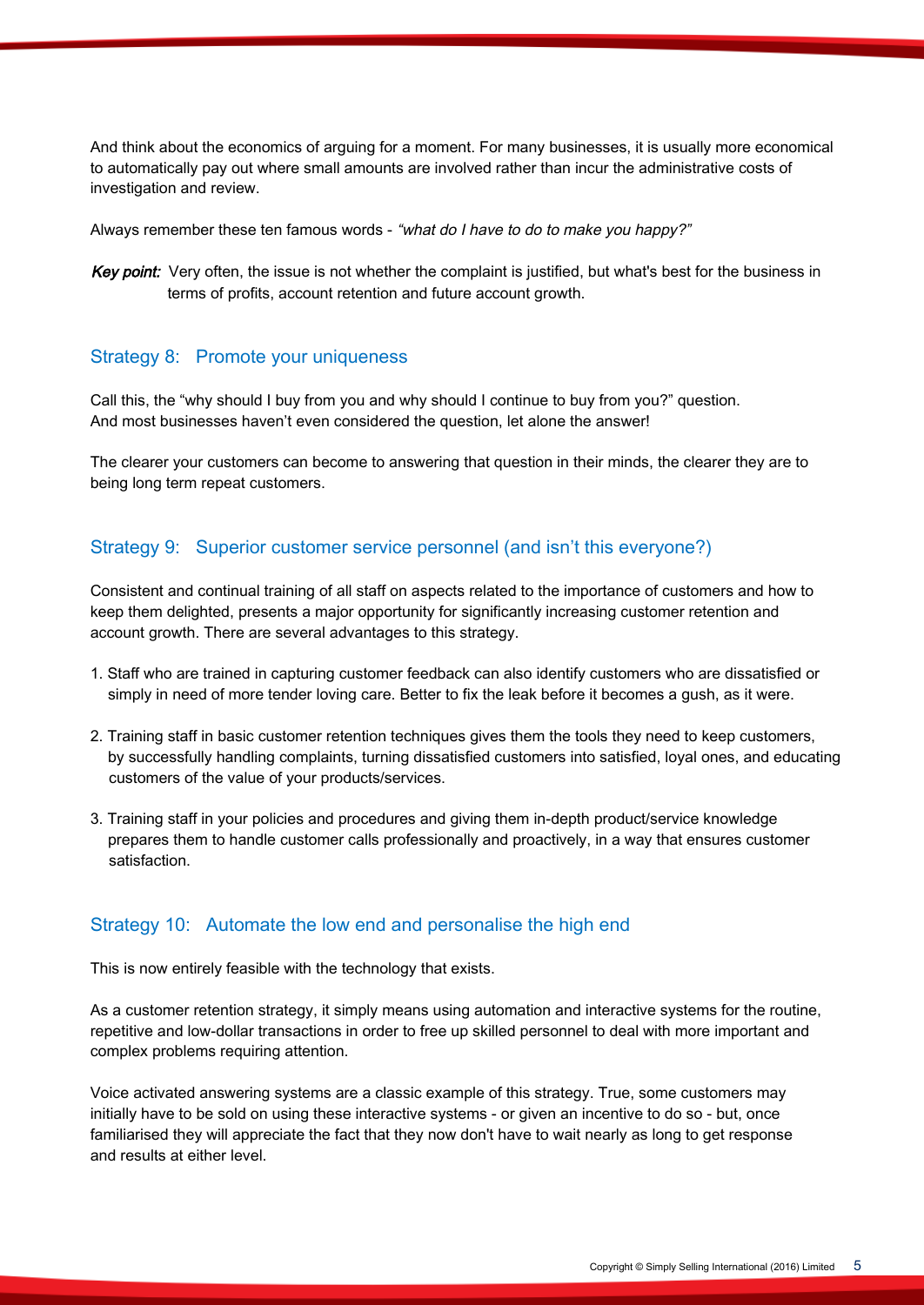And think about the economics of arguing for a moment. For many businesses, it is usually more economical to automatically pay out where small amounts are involved rather than incur the administrative costs of investigation and review.

Always remember these ten famous words - *"what do I have to do to make you happy?"*

***Key point:*** Very often, the issue is not whether the complaint is justified, but what's best for the business in terms of profits, account retention and future account growth.

## Strategy 8: Promote your uniqueness

Call this, the "why should I buy from you and why should I continue to buy from you?" question. And most businesses haven't even considered the question, let alone the answer!

The clearer your customers can become to answering that question in their minds, the clearer they are to being long term repeat customers.

## Strategy 9: Superior customer service personnel (and isn't this everyone?)

Consistent and continual training of all staff on aspects related to the importance of customers and how to keep them delighted, presents a major opportunity for significantly increasing customer retention and account growth. There are several advantages to this strategy.

1. Staff who are trained in capturing customer feedback can also identify customers who are dissatisfied or simply in need of more tender loving care. Better to fix the leak before it becomes a gush, as it were.

2. Training staff in basic customer retention techniques gives them the tools they need to keep customers, by successfully handling complaints, turning dissatisfied customers into satisfied, loyal ones, and educating customers of the value of your products/services.

3. Training staff in your policies and procedures and giving them in-depth product/service knowledge prepares them to handle customer calls professionally and proactively, in a way that ensures customer satisfaction.

## Strategy 10: Automate the low end and personalise the high end

This is now entirely feasible with the technology that exists.

As a customer retention strategy, it simply means using automation and interactive systems for the routine, repetitive and low-dollar transactions in order to free up skilled personnel to deal with more important and complex problems requiring attention.

Voice activated answering systems are a classic example of this strategy. True, some customers may initially have to be sold on using these interactive systems - or given an incentive to do so - but, once familiarised they will appreciate the fact that they now don't have to wait nearly as long to get response and results at either level.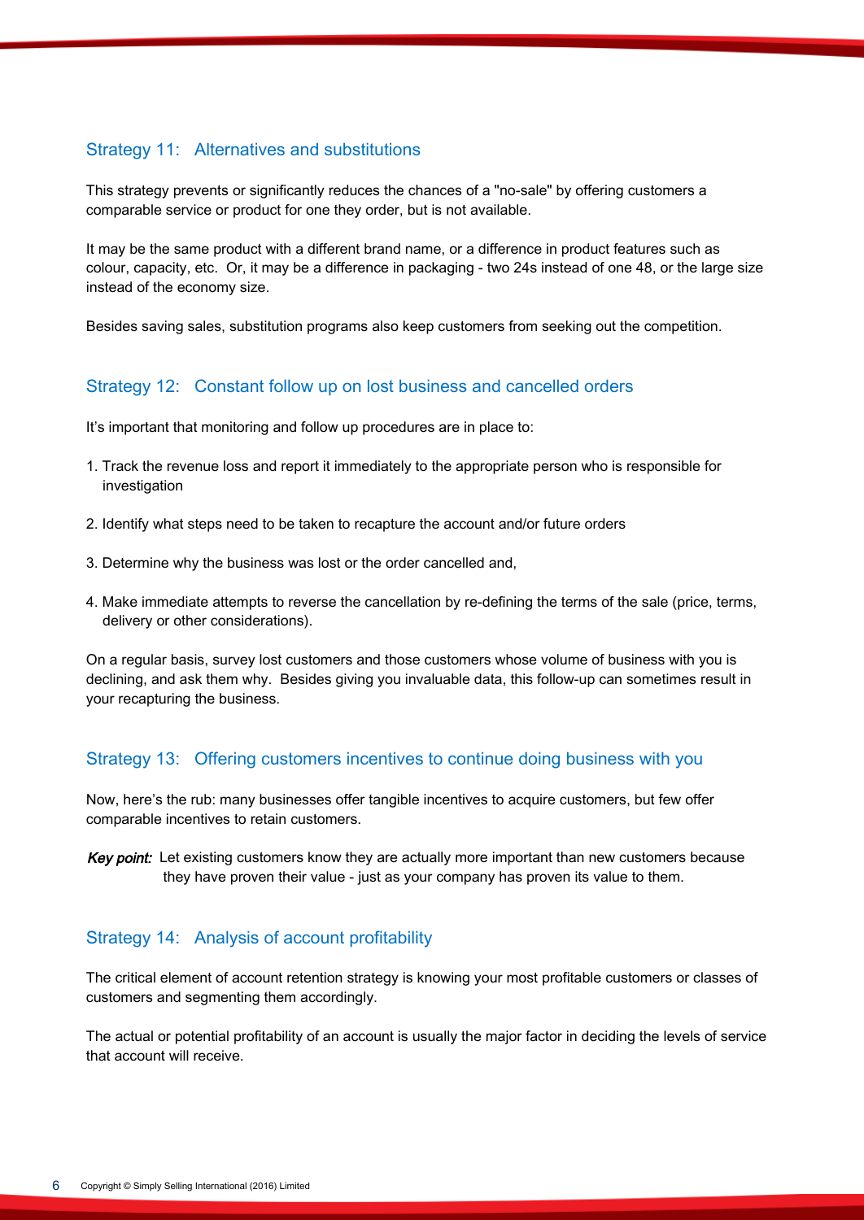## Strategy 11: Alternatives and substitutions

This strategy prevents or significantly reduces the chances of a "no-sale" by offering customers a comparable service or product for one they order, but is not available.

It may be the same product with a different brand name, or a difference in product features such as colour, capacity, etc. Or, it may be a difference in packaging - two 24s instead of one 48, or the large size instead of the economy size.

Besides saving sales, substitution programs also keep customers from seeking out the competition.

## Strategy 12: Constant follow up on lost business and cancelled orders

It's important that monitoring and follow up procedures are in place to:

1. Track the revenue loss and report it immediately to the appropriate person who is responsible for investigation
2. Identify what steps need to be taken to recapture the account and/or future orders
3. Determine why the business was lost or the order cancelled and,
4. Make immediate attempts to reverse the cancellation by re-defining the terms of the sale (price, terms, delivery or other considerations).

On a regular basis, survey lost customers and those customers whose volume of business with you is declining, and ask them why. Besides giving you invaluable data, this follow-up can sometimes result in your recapturing the business.

## Strategy 13: Offering customers incentives to continue doing business with you

Now, here's the rub: many businesses offer tangible incentives to acquire customers, but few offer comparable incentives to retain customers.

***Key point:*** Let existing customers know they are actually more important than new customers because they have proven their value - just as your company has proven its value to them.

## Strategy 14: Analysis of account profitability

The critical element of account retention strategy is knowing your most profitable customers or classes of customers and segmenting them accordingly.

The actual or potential profitability of an account is usually the major factor in deciding the levels of service that account will receive.

Copyright © Simply Selling International (2016) Limited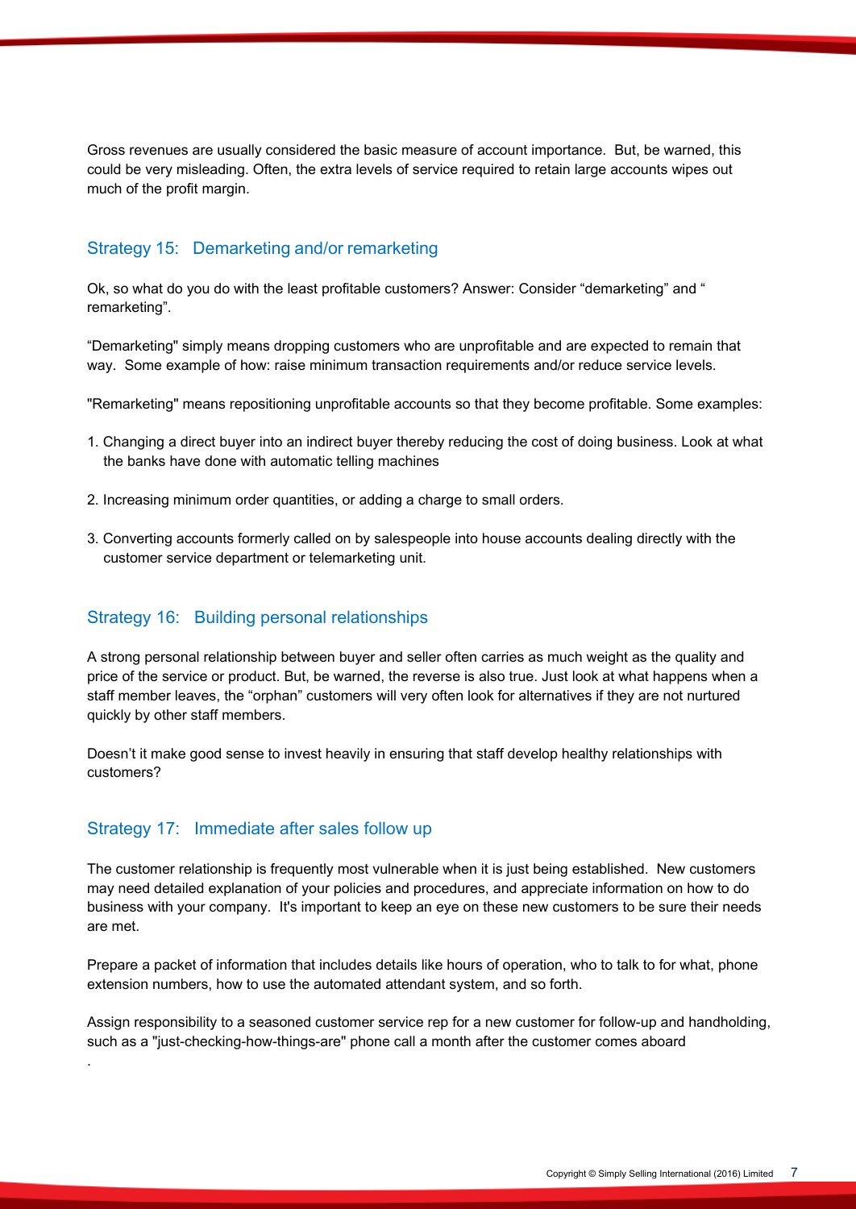Gross revenues are usually considered the basic measure of account importance. But, be warned, this could be very misleading. Often, the extra levels of service required to retain large accounts wipes out much of the profit margin.

## Strategy 15: Demarketing and/or remarketing

Ok, so what do you do with the least profitable customers? Answer: Consider "demarketing" and " remarketing".

"Demarketing" simply means dropping customers who are unprofitable and are expected to remain that way. Some example of how: raise minimum transaction requirements and/or reduce service levels.

"Remarketing" means repositioning unprofitable accounts so that they become profitable. Some examples:

1. Changing a direct buyer into an indirect buyer thereby reducing the cost of doing business. Look at what the banks have done with automatic telling machines

2. Increasing minimum order quantities, or adding a charge to small orders.

3. Converting accounts formerly called on by salespeople into house accounts dealing directly with the customer service department or telemarketing unit.

## Strategy 16: Building personal relationships

A strong personal relationship between buyer and seller often carries as much weight as the quality and price of the service or product. But, be warned, the reverse is also true. Just look at what happens when a staff member leaves, the "orphan" customers will very often look for alternatives if they are not nurtured quickly by other staff members.

Doesn't it make good sense to invest heavily in ensuring that staff develop healthy relationships with customers?

## Strategy 17: Immediate after sales follow up

The customer relationship is frequently most vulnerable when it is just being established. New customers may need detailed explanation of your policies and procedures, and appreciate information on how to do business with your company. It's important to keep an eye on these new customers to be sure their needs are met.

Prepare a packet of information that includes details like hours of operation, who to talk to for what, phone extension numbers, how to use the automated attendant system, and so forth.

Assign responsibility to a seasoned customer service rep for a new customer for follow-up and handholding, such as a "just-checking-how-things-are" phone call a month after the customer comes aboard

.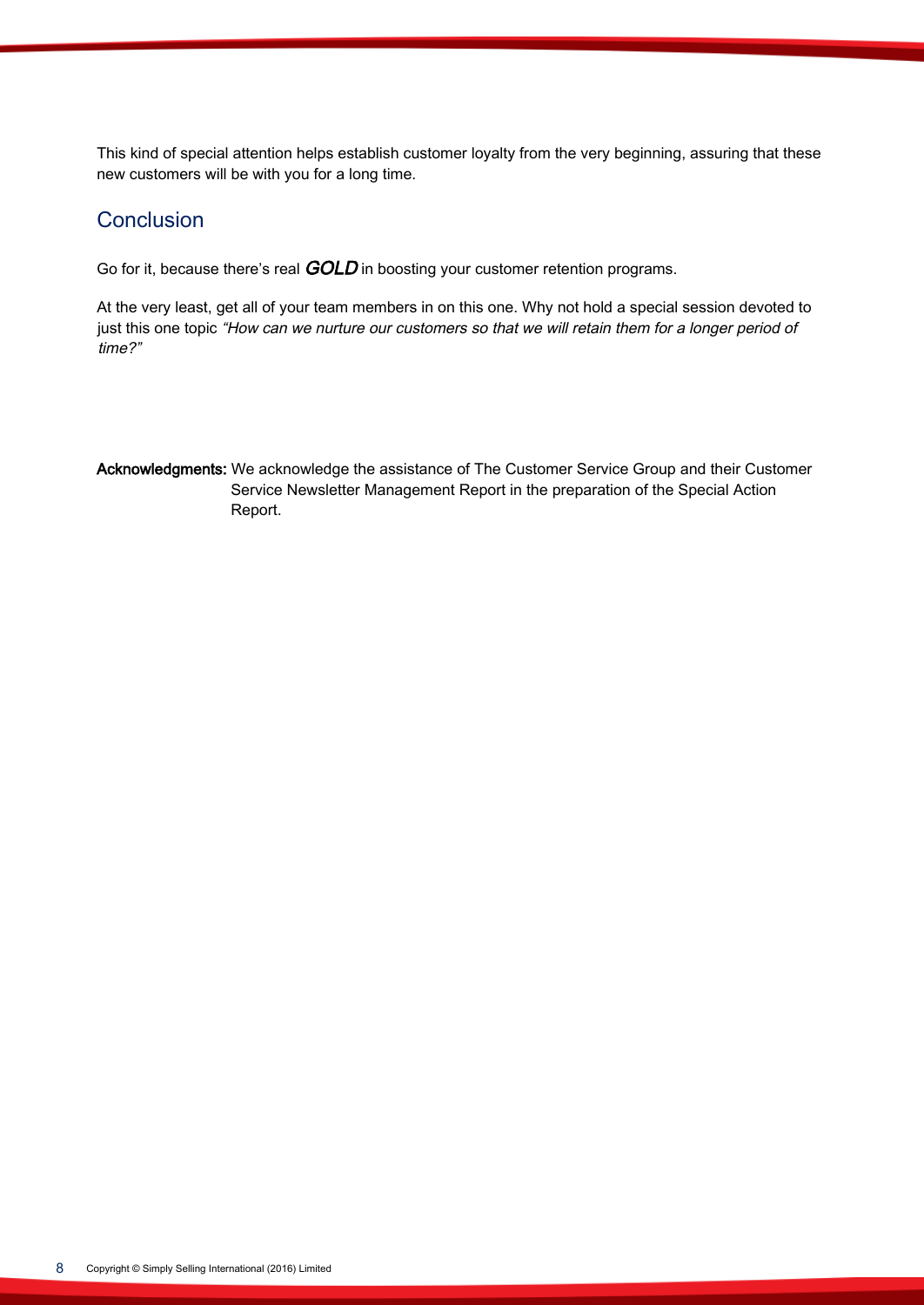This kind of special attention helps establish customer loyalty from the very beginning, assuring that these new customers will be with you for a long time.

## Conclusion

Go for it, because there's real ***GOLD*** in boosting your customer retention programs.

At the very least, get all of your team members in on this one. Why not hold a special session devoted to just this one topic *"How can we nurture our customers so that we will retain them for a longer period of time?"*

**Acknowledgments:** We acknowledge the assistance of The Customer Service Group and their Customer Service Newsletter Management Report in the preparation of the Special Action Report.

Copyright © Simply Selling International (2016) Limited